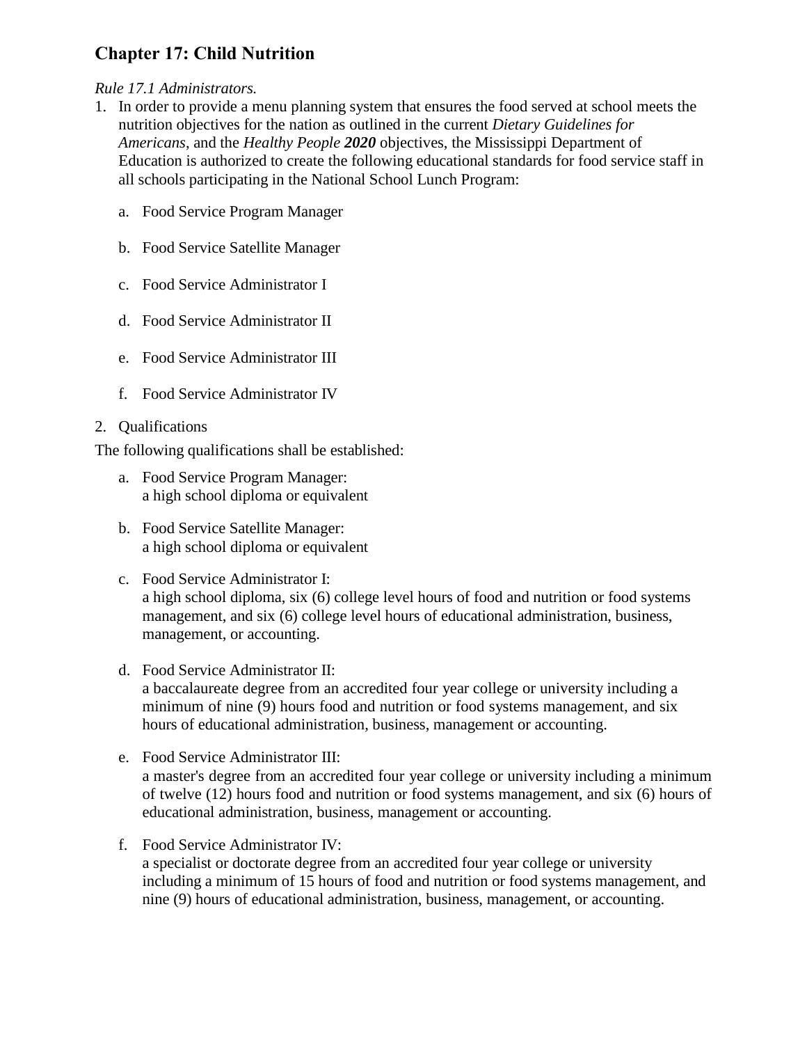## Chapter 17: Child Nutrition

*Rule 17.1 Administrators.*

1. In order to provide a menu planning system that ensures the food served at school meets the nutrition objectives for the nation as outlined in the current *Dietary Guidelines for Americans*, and the *Healthy People **2020*** objectives, the Mississippi Department of Education is authorized to create the following educational standards for food service staff in all schools participating in the National School Lunch Program:

    a. Food Service Program Manager

    b. Food Service Satellite Manager

    c. Food Service Administrator I

    d. Food Service Administrator II

    e. Food Service Administrator III

    f. Food Service Administrator IV

2. Qualifications

The following qualifications shall be established:

   a. Food Service Program Manager:
      a high school diploma or equivalent

   b. Food Service Satellite Manager:
      a high school diploma or equivalent

   c. Food Service Administrator I:
      a high school diploma, six (6) college level hours of food and nutrition or food systems management, and six (6) college level hours of educational administration, business, management, or accounting.

   d. Food Service Administrator II:
      a baccalaureate degree from an accredited four year college or university including a minimum of nine (9) hours food and nutrition or food systems management, and six hours of educational administration, business, management or accounting.

   e. Food Service Administrator III:
      a master's degree from an accredited four year college or university including a minimum of twelve (12) hours food and nutrition or food systems management, and six (6) hours of educational administration, business, management or accounting.

   f. Food Service Administrator IV:
      a specialist or doctorate degree from an accredited four year college or university including a minimum of 15 hours of food and nutrition or food systems management, and nine (9) hours of educational administration, business, management, or accounting.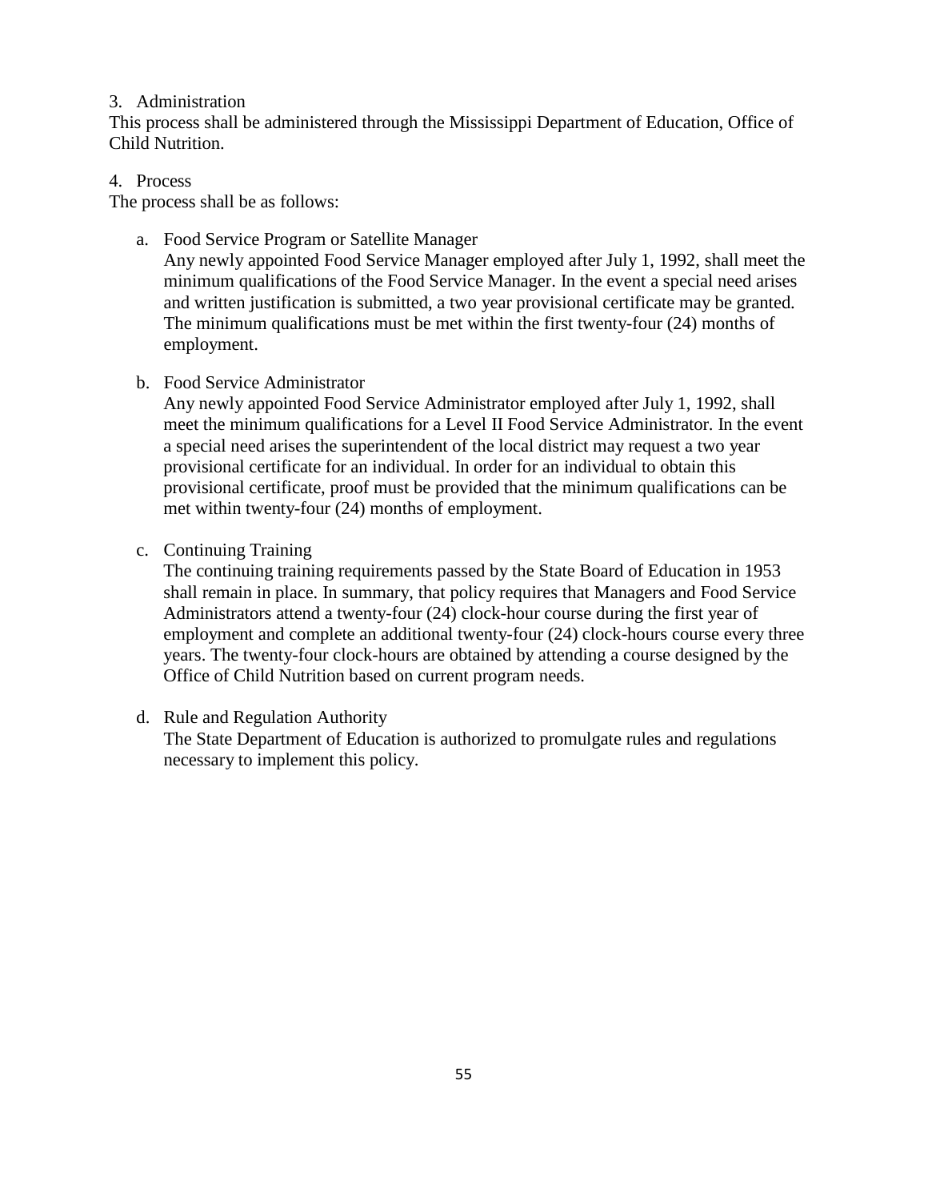3. Administration

This process shall be administered through the Mississippi Department of Education, Office of Child Nutrition.

4. Process

The process shall be as follows:

a. Food Service Program or Satellite Manager

   Any newly appointed Food Service Manager employed after July 1, 1992, shall meet the minimum qualifications of the Food Service Manager. In the event a special need arises and written justification is submitted, a two year provisional certificate may be granted. The minimum qualifications must be met within the first twenty-four (24) months of employment.

b. Food Service Administrator

   Any newly appointed Food Service Administrator employed after July 1, 1992, shall meet the minimum qualifications for a Level II Food Service Administrator. In the event a special need arises the superintendent of the local district may request a two year provisional certificate for an individual. In order for an individual to obtain this provisional certificate, proof must be provided that the minimum qualifications can be met within twenty-four (24) months of employment.

c. Continuing Training

   The continuing training requirements passed by the State Board of Education in 1953 shall remain in place. In summary, that policy requires that Managers and Food Service Administrators attend a twenty-four (24) clock-hour course during the first year of employment and complete an additional twenty-four (24) clock-hours course every three years. The twenty-four clock-hours are obtained by attending a course designed by the Office of Child Nutrition based on current program needs.

d. Rule and Regulation Authority

   The State Department of Education is authorized to promulgate rules and regulations necessary to implement this policy.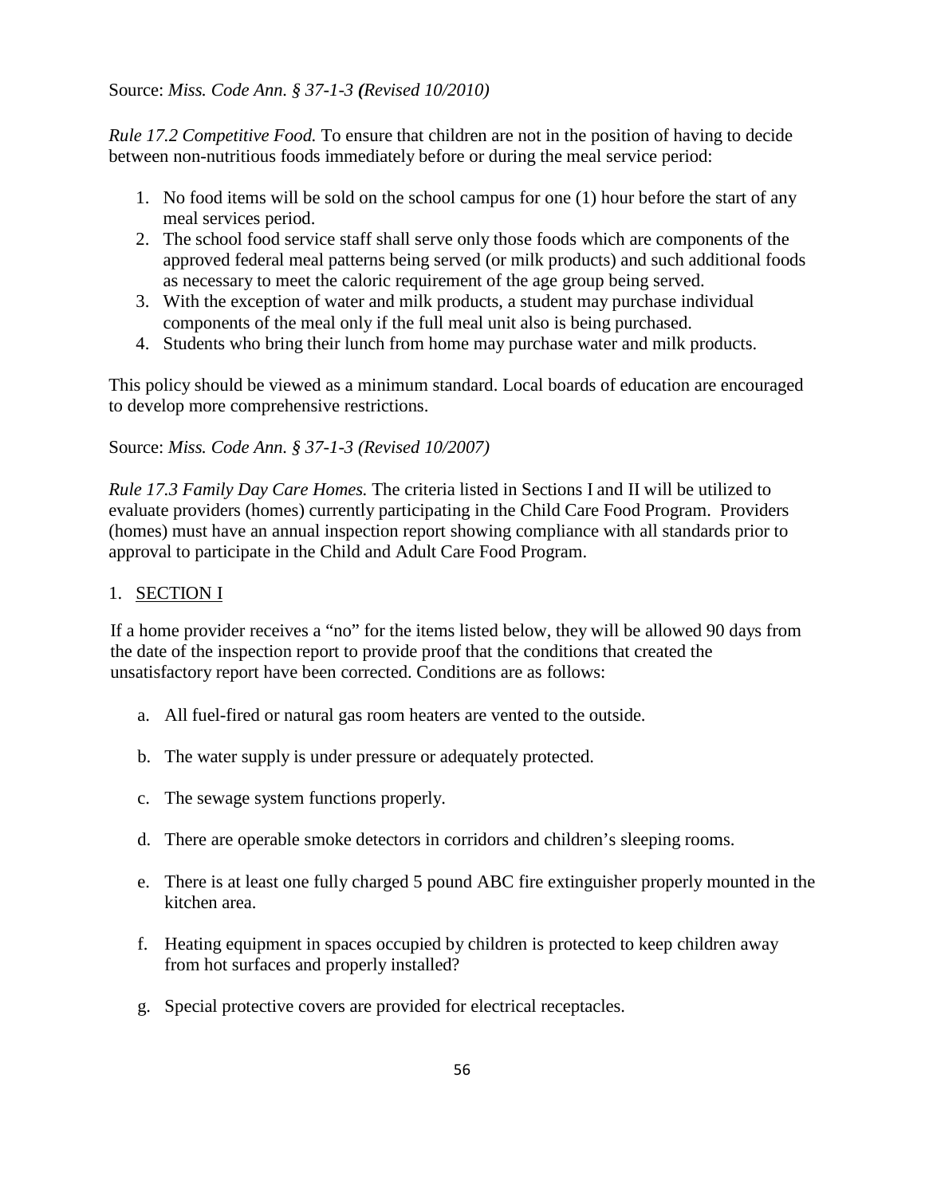Source: *Miss. Code Ann. § 37-1-3 (Revised 10/2010)*

*Rule 17.2 Competitive Food.* To ensure that children are not in the position of having to decide between non-nutritious foods immediately before or during the meal service period:

1. No food items will be sold on the school campus for one (1) hour before the start of any meal services period.
2. The school food service staff shall serve only those foods which are components of the approved federal meal patterns being served (or milk products) and such additional foods as necessary to meet the caloric requirement of the age group being served.
3. With the exception of water and milk products, a student may purchase individual components of the meal only if the full meal unit also is being purchased.
4. Students who bring their lunch from home may purchase water and milk products.

This policy should be viewed as a minimum standard. Local boards of education are encouraged to develop more comprehensive restrictions.

Source: *Miss. Code Ann. § 37-1-3 (Revised 10/2007)*

*Rule 17.3 Family Day Care Homes.* The criteria listed in Sections I and II will be utilized to evaluate providers (homes) currently participating in the Child Care Food Program. Providers (homes) must have an annual inspection report showing compliance with all standards prior to approval to participate in the Child and Adult Care Food Program.

1. <u>SECTION I</u>

If a home provider receives a "no" for the items listed below, they will be allowed 90 days from the date of the inspection report to provide proof that the conditions that created the unsatisfactory report have been corrected. Conditions are as follows:

a. All fuel-fired or natural gas room heaters are vented to the outside.

b. The water supply is under pressure or adequately protected.

c. The sewage system functions properly.

d. There are operable smoke detectors in corridors and children's sleeping rooms.

e. There is at least one fully charged 5 pound ABC fire extinguisher properly mounted in the kitchen area.

f. Heating equipment in spaces occupied by children is protected to keep children away from hot surfaces and properly installed?

g. Special protective covers are provided for electrical receptacles.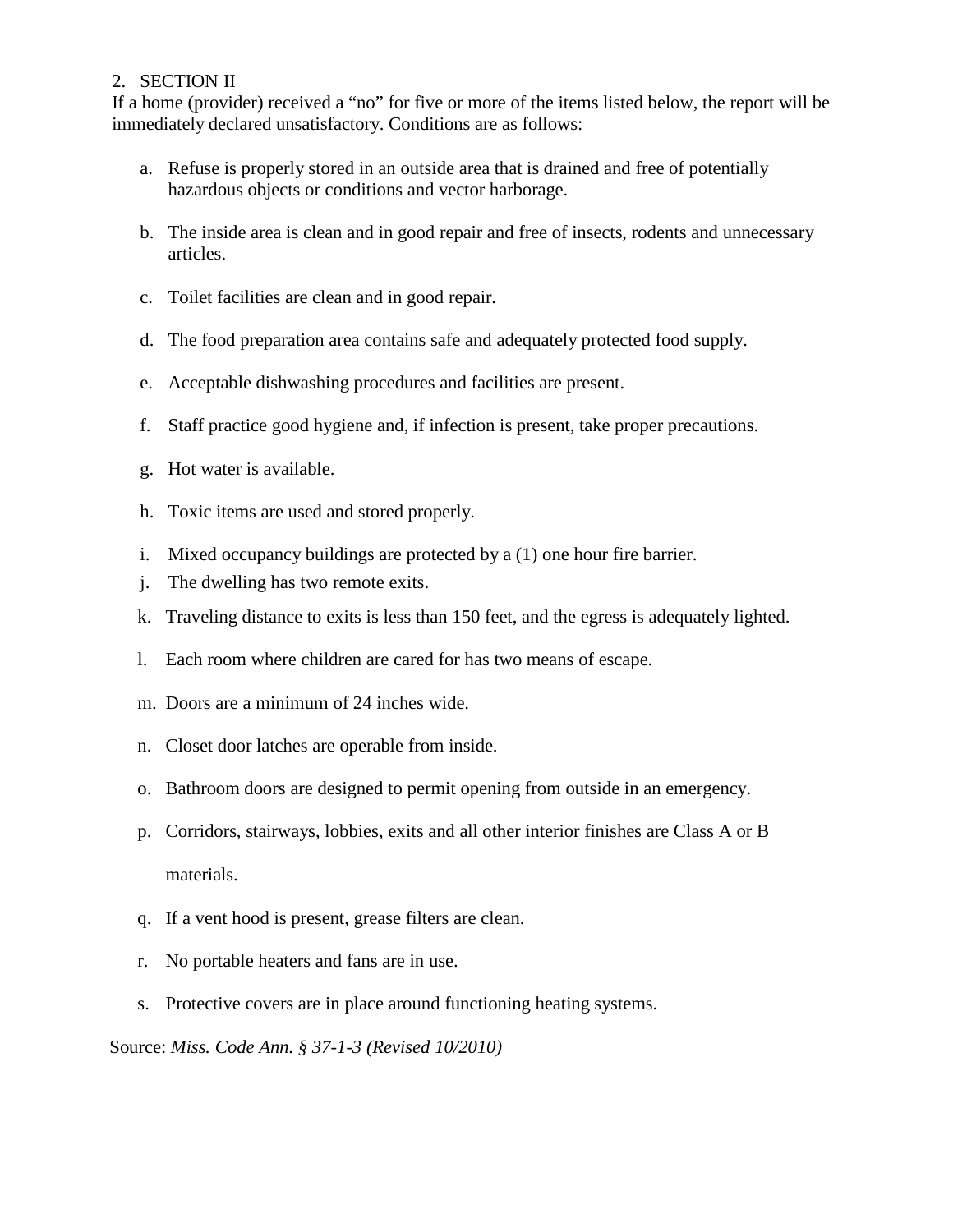2. SECTION II

If a home (provider) received a "no" for five or more of the items listed below, the report will be immediately declared unsatisfactory. Conditions are as follows:

a. Refuse is properly stored in an outside area that is drained and free of potentially hazardous objects or conditions and vector harborage.

b. The inside area is clean and in good repair and free of insects, rodents and unnecessary articles.

c. Toilet facilities are clean and in good repair.

d. The food preparation area contains safe and adequately protected food supply.

e. Acceptable dishwashing procedures and facilities are present.

f. Staff practice good hygiene and, if infection is present, take proper precautions.

g. Hot water is available.

h. Toxic items are used and stored properly.

i. Mixed occupancy buildings are protected by a (1) one hour fire barrier.

j. The dwelling has two remote exits.

k. Traveling distance to exits is less than 150 feet, and the egress is adequately lighted.

l. Each room where children are cared for has two means of escape.

m. Doors are a minimum of 24 inches wide.

n. Closet door latches are operable from inside.

o. Bathroom doors are designed to permit opening from outside in an emergency.

p. Corridors, stairways, lobbies, exits and all other interior finishes are Class A or B materials.

q. If a vent hood is present, grease filters are clean.

r. No portable heaters and fans are in use.

s. Protective covers are in place around functioning heating systems.

Source: *Miss. Code Ann. § 37-1-3 (Revised 10/2010)*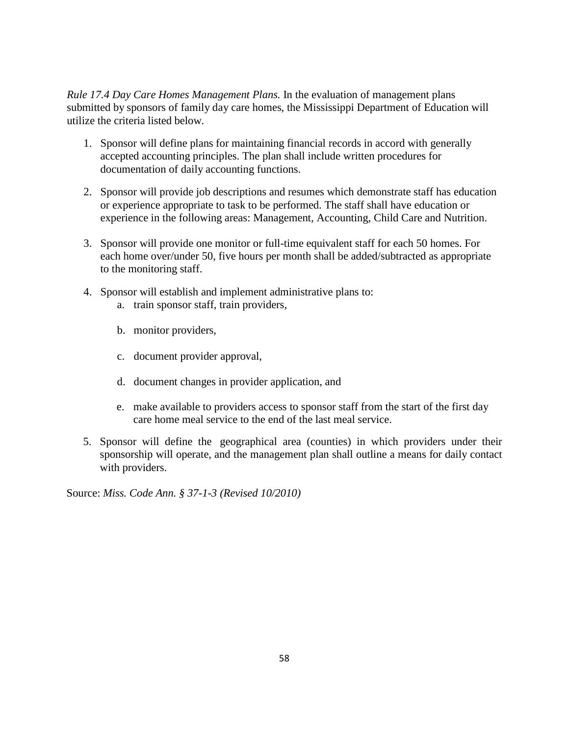*Rule 17.4 Day Care Homes Management Plans.* In the evaluation of management plans submitted by sponsors of family day care homes, the Mississippi Department of Education will utilize the criteria listed below.

1. Sponsor will define plans for maintaining financial records in accord with generally accepted accounting principles. The plan shall include written procedures for documentation of daily accounting functions.

2. Sponsor will provide job descriptions and resumes which demonstrate staff has education or experience appropriate to task to be performed. The staff shall have education or experience in the following areas: Management, Accounting, Child Care and Nutrition.

3. Sponsor will provide one monitor or full-time equivalent staff for each 50 homes. For each home over/under 50, five hours per month shall be added/subtracted as appropriate to the monitoring staff.

4. Sponsor will establish and implement administrative plans to:
   a. train sponsor staff, train providers,

   b. monitor providers,

   c. document provider approval,

   d. document changes in provider application, and

   e. make available to providers access to sponsor staff from the start of the first day care home meal service to the end of the last meal service.

5. Sponsor will define the geographical area (counties) in which providers under their sponsorship will operate, and the management plan shall outline a means for daily contact with providers.

Source: *Miss. Code Ann. § 37-1-3 (Revised 10/2010)*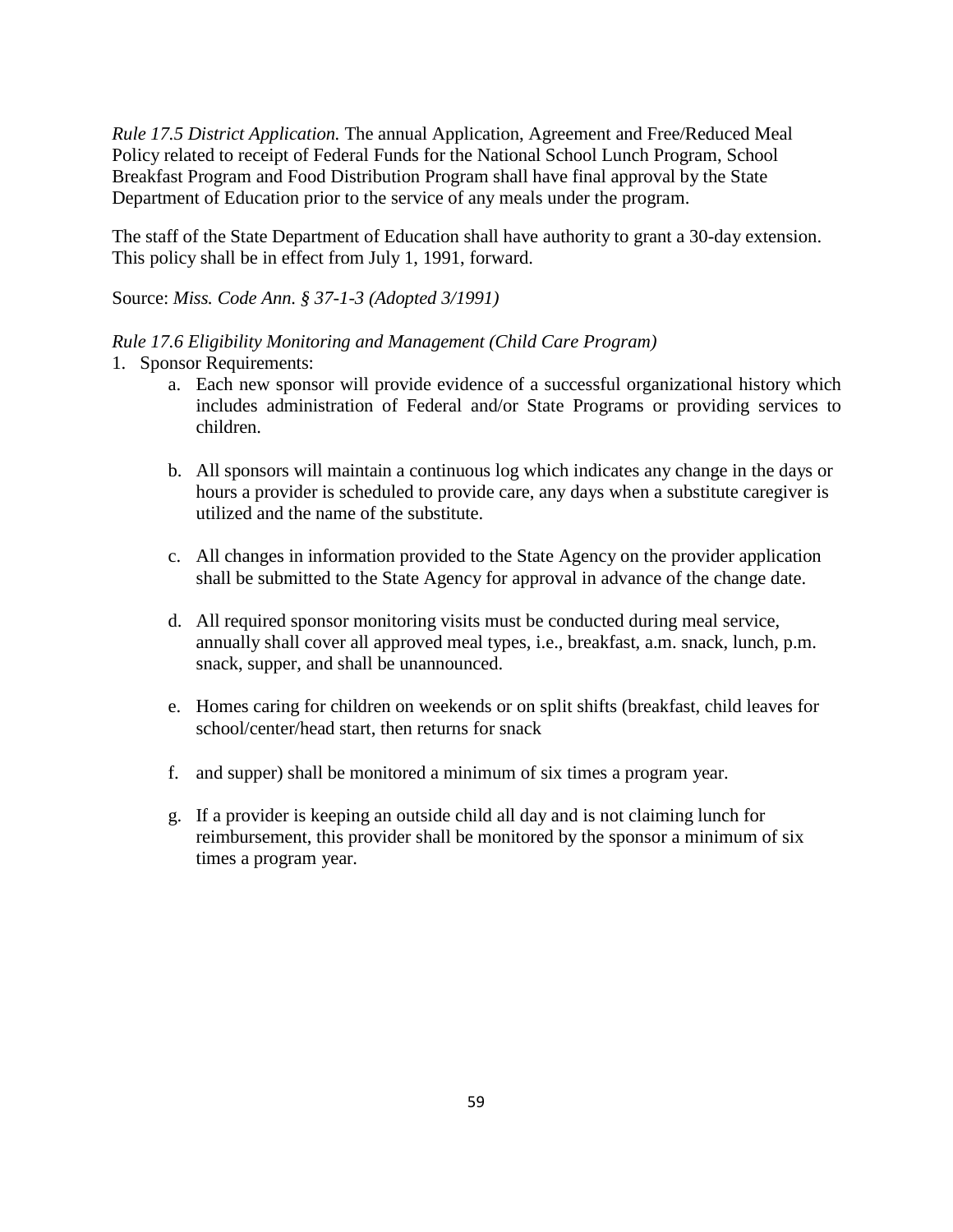*Rule 17.5 District Application.* The annual Application, Agreement and Free/Reduced Meal Policy related to receipt of Federal Funds for the National School Lunch Program, School Breakfast Program and Food Distribution Program shall have final approval by the State Department of Education prior to the service of any meals under the program.

The staff of the State Department of Education shall have authority to grant a 30-day extension. This policy shall be in effect from July 1, 1991, forward.

Source: *Miss. Code Ann. § 37-1-3 (Adopted 3/1991)*

*Rule 17.6 Eligibility Monitoring and Management (Child Care Program)*

1. Sponsor Requirements:
    a. Each new sponsor will provide evidence of a successful organizational history which includes administration of Federal and/or State Programs or providing services to children.

    b. All sponsors will maintain a continuous log which indicates any change in the days or hours a provider is scheduled to provide care, any days when a substitute caregiver is utilized and the name of the substitute.

    c. All changes in information provided to the State Agency on the provider application shall be submitted to the State Agency for approval in advance of the change date.

    d. All required sponsor monitoring visits must be conducted during meal service, annually shall cover all approved meal types, i.e., breakfast, a.m. snack, lunch, p.m. snack, supper, and shall be unannounced.

    e. Homes caring for children on weekends or on split shifts (breakfast, child leaves for school/center/head start, then returns for snack

    f. and supper) shall be monitored a minimum of six times a program year.

    g. If a provider is keeping an outside child all day and is not claiming lunch for reimbursement, this provider shall be monitored by the sponsor a minimum of six times a program year.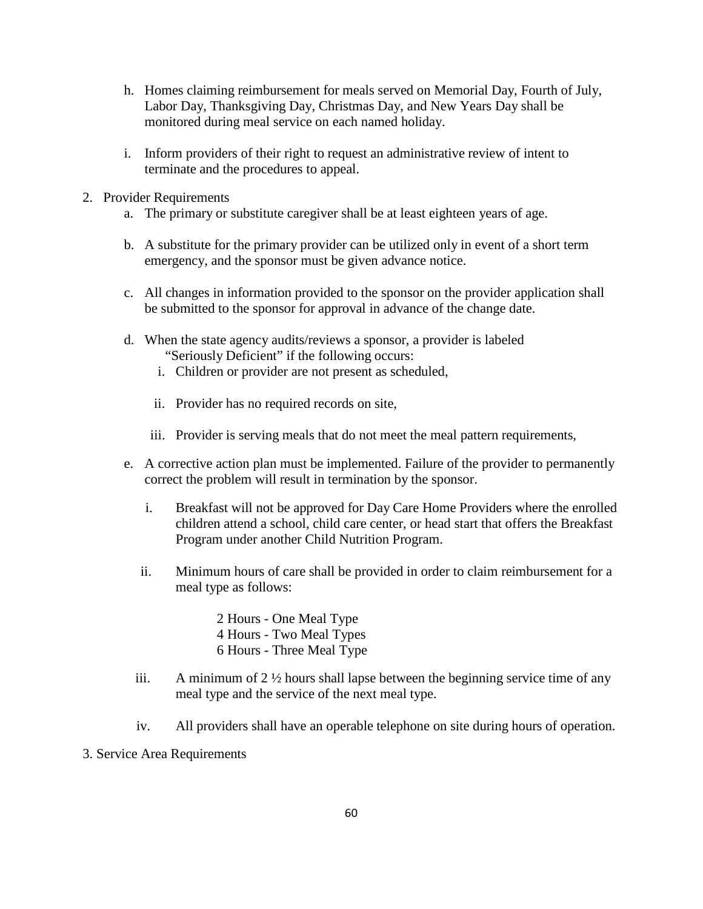h. Homes claiming reimbursement for meals served on Memorial Day, Fourth of July, Labor Day, Thanksgiving Day, Christmas Day, and New Years Day shall be monitored during meal service on each named holiday.

i. Inform providers of their right to request an administrative review of intent to terminate and the procedures to appeal.

2. Provider Requirements

   a. The primary or substitute caregiver shall be at least eighteen years of age.

   b. A substitute for the primary provider can be utilized only in event of a short term emergency, and the sponsor must be given advance notice.

   c. All changes in information provided to the sponsor on the provider application shall be submitted to the sponsor for approval in advance of the change date.

   d. When the state agency audits/reviews a sponsor, a provider is labeled "Seriously Deficient" if the following occurs:

      i. Children or provider are not present as scheduled,

      ii. Provider has no required records on site,

      iii. Provider is serving meals that do not meet the meal pattern requirements,

   e. A corrective action plan must be implemented. Failure of the provider to permanently correct the problem will result in termination by the sponsor.

      i. Breakfast will not be approved for Day Care Home Providers where the enrolled children attend a school, child care center, or head start that offers the Breakfast Program under another Child Nutrition Program.

      ii. Minimum hours of care shall be provided in order to claim reimbursement for a meal type as follows:

         2 Hours - One Meal Type
         4 Hours - Two Meal Types
         6 Hours - Three Meal Type

      iii. A minimum of 2 ½ hours shall lapse between the beginning service time of any meal type and the service of the next meal type.

      iv. All providers shall have an operable telephone on site during hours of operation.

3. Service Area Requirements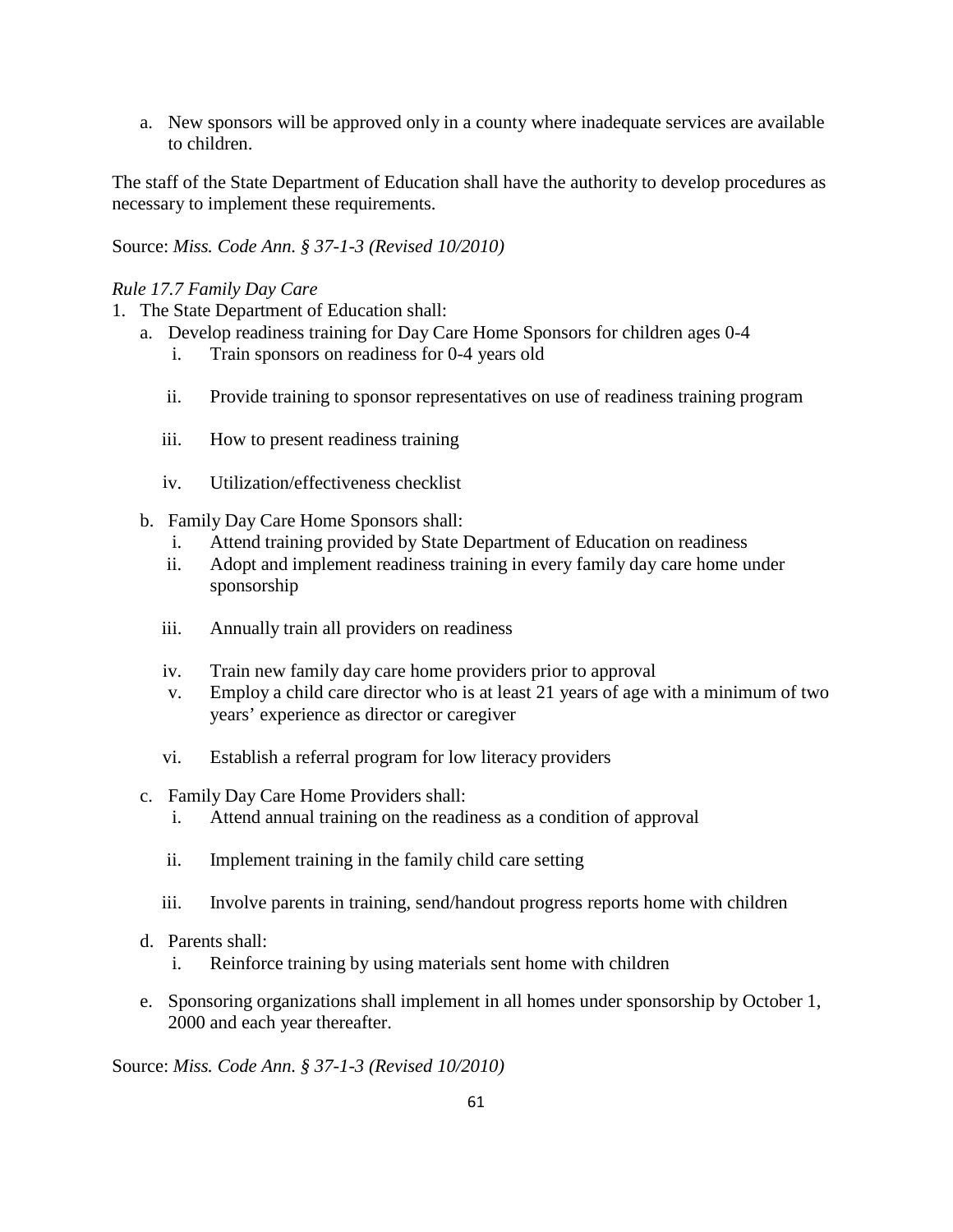a. New sponsors will be approved only in a county where inadequate services are available to children.

The staff of the State Department of Education shall have the authority to develop procedures as necessary to implement these requirements.

Source: *Miss. Code Ann. § 37-1-3 (Revised 10/2010)*

*Rule 17.7 Family Day Care*

1. The State Department of Education shall:
    a. Develop readiness training for Day Care Home Sponsors for children ages 0-4
        i. Train sponsors on readiness for 0-4 years old
        ii. Provide training to sponsor representatives on use of readiness training program
        iii. How to present readiness training
        iv. Utilization/effectiveness checklist
    b. Family Day Care Home Sponsors shall:
        i. Attend training provided by State Department of Education on readiness
        ii. Adopt and implement readiness training in every family day care home under sponsorship
        iii. Annually train all providers on readiness
        iv. Train new family day care home providers prior to approval
        v. Employ a child care director who is at least 21 years of age with a minimum of two years' experience as director or caregiver
        vi. Establish a referral program for low literacy providers
    c. Family Day Care Home Providers shall:
        i. Attend annual training on the readiness as a condition of approval
        ii. Implement training in the family child care setting
        iii. Involve parents in training, send/handout progress reports home with children
    d. Parents shall:
        i. Reinforce training by using materials sent home with children
    e. Sponsoring organizations shall implement in all homes under sponsorship by October 1, 2000 and each year thereafter.

Source: *Miss. Code Ann. § 37-1-3 (Revised 10/2010)*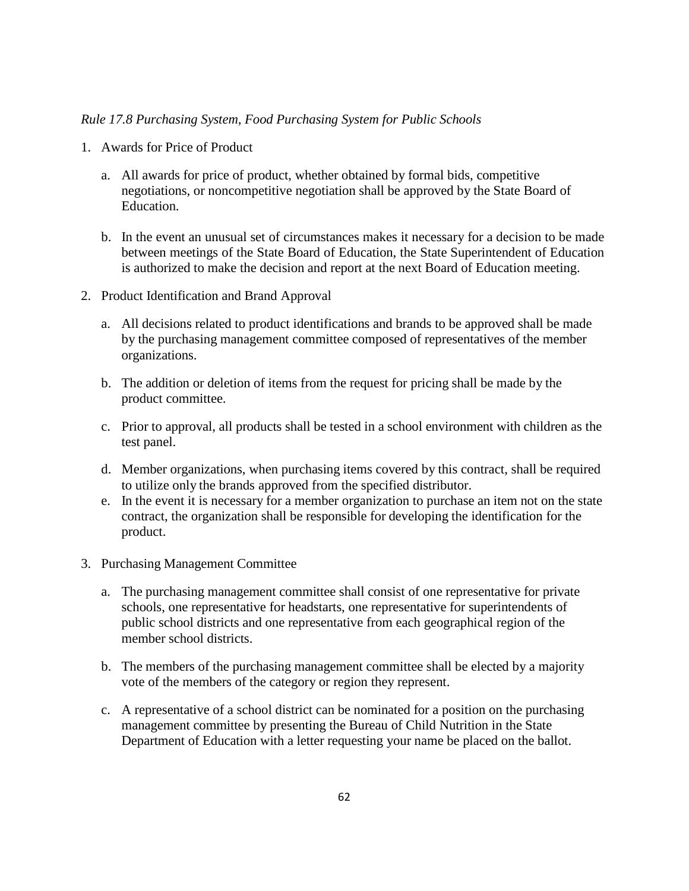*Rule 17.8 Purchasing System, Food Purchasing System for Public Schools*

1. Awards for Price of Product

    a. All awards for price of product, whether obtained by formal bids, competitive negotiations, or noncompetitive negotiation shall be approved by the State Board of Education.

    b. In the event an unusual set of circumstances makes it necessary for a decision to be made between meetings of the State Board of Education, the State Superintendent of Education is authorized to make the decision and report at the next Board of Education meeting.

2. Product Identification and Brand Approval

    a. All decisions related to product identifications and brands to be approved shall be made by the purchasing management committee composed of representatives of the member organizations.

    b. The addition or deletion of items from the request for pricing shall be made by the product committee.

    c. Prior to approval, all products shall be tested in a school environment with children as the test panel.

    d. Member organizations, when purchasing items covered by this contract, shall be required to utilize only the brands approved from the specified distributor.

    e. In the event it is necessary for a member organization to purchase an item not on the state contract, the organization shall be responsible for developing the identification for the product.

3. Purchasing Management Committee

    a. The purchasing management committee shall consist of one representative for private schools, one representative for headstarts, one representative for superintendents of public school districts and one representative from each geographical region of the member school districts.

    b. The members of the purchasing management committee shall be elected by a majority vote of the members of the category or region they represent.

    c. A representative of a school district can be nominated for a position on the purchasing management committee by presenting the Bureau of Child Nutrition in the State Department of Education with a letter requesting your name be placed on the ballot.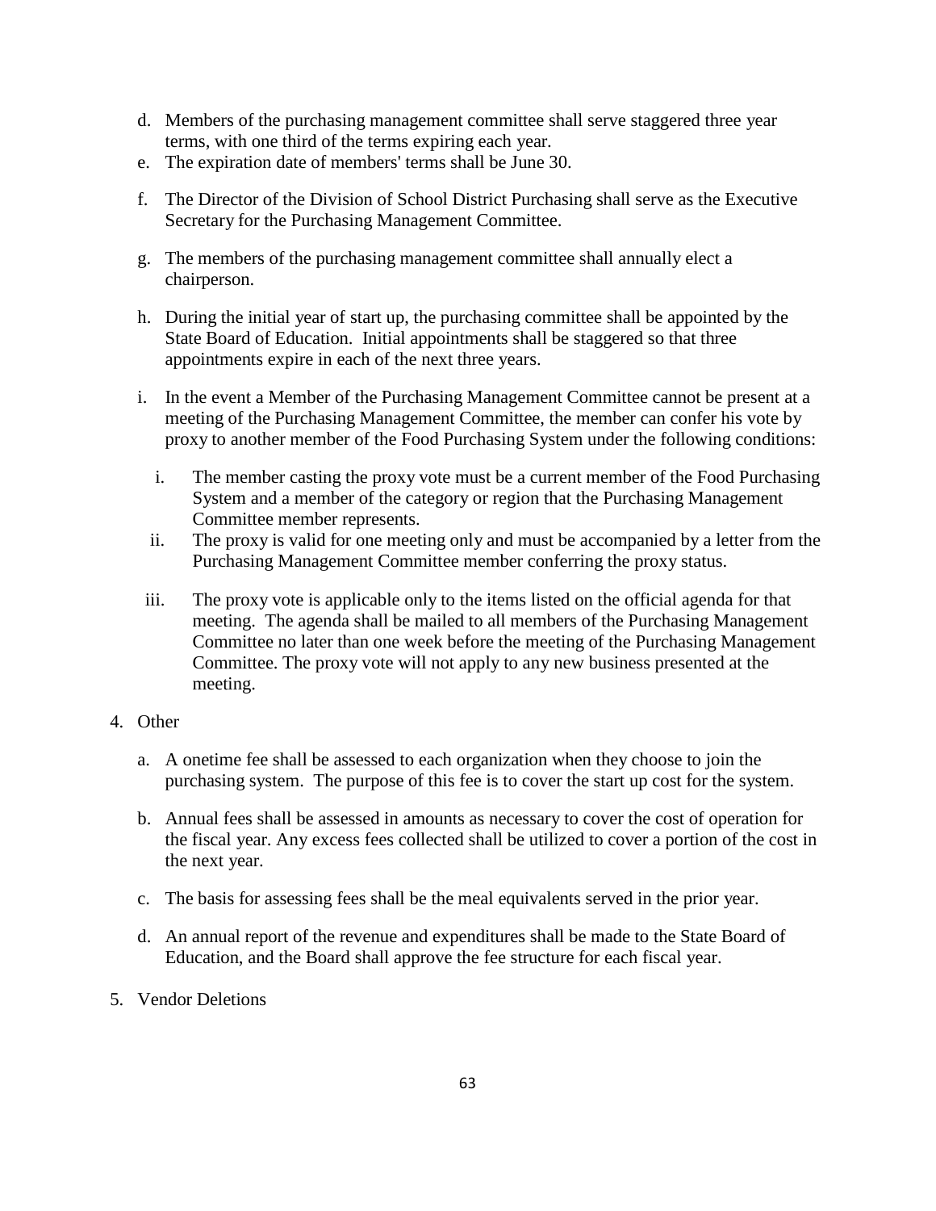d. Members of the purchasing management committee shall serve staggered three year terms, with one third of the terms expiring each year.
e. The expiration date of members' terms shall be June 30.
f. The Director of the Division of School District Purchasing shall serve as the Executive Secretary for the Purchasing Management Committee.
g. The members of the purchasing management committee shall annually elect a chairperson.
h. During the initial year of start up, the purchasing committee shall be appointed by the State Board of Education. Initial appointments shall be staggered so that three appointments expire in each of the next three years.
i. In the event a Member of the Purchasing Management Committee cannot be present at a meeting of the Purchasing Management Committee, the member can confer his vote by proxy to another member of the Food Purchasing System under the following conditions:
   i. The member casting the proxy vote must be a current member of the Food Purchasing System and a member of the category or region that the Purchasing Management Committee member represents.
   ii. The proxy is valid for one meeting only and must be accompanied by a letter from the Purchasing Management Committee member conferring the proxy status.
   iii. The proxy vote is applicable only to the items listed on the official agenda for that meeting. The agenda shall be mailed to all members of the Purchasing Management Committee no later than one week before the meeting of the Purchasing Management Committee. The proxy vote will not apply to any new business presented at the meeting.

4. Other
   a. A onetime fee shall be assessed to each organization when they choose to join the purchasing system. The purpose of this fee is to cover the start up cost for the system.
   b. Annual fees shall be assessed in amounts as necessary to cover the cost of operation for the fiscal year. Any excess fees collected shall be utilized to cover a portion of the cost in the next year.
   c. The basis for assessing fees shall be the meal equivalents served in the prior year.
   d. An annual report of the revenue and expenditures shall be made to the State Board of Education, and the Board shall approve the fee structure for each fiscal year.

5. Vendor Deletions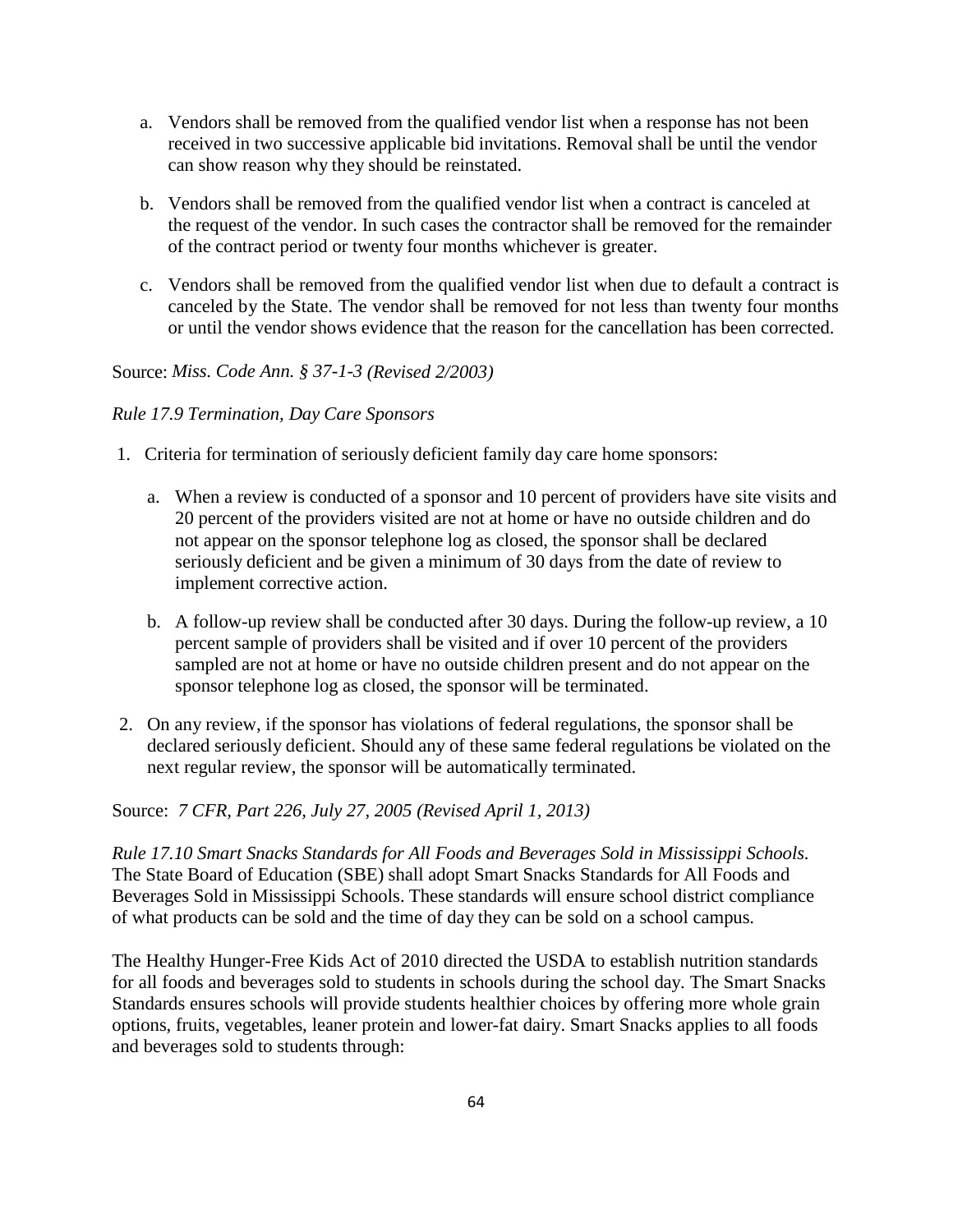a. Vendors shall be removed from the qualified vendor list when a response has not been received in two successive applicable bid invitations. Removal shall be until the vendor can show reason why they should be reinstated.

b. Vendors shall be removed from the qualified vendor list when a contract is canceled at the request of the vendor. In such cases the contractor shall be removed for the remainder of the contract period or twenty four months whichever is greater.

c. Vendors shall be removed from the qualified vendor list when due to default a contract is canceled by the State. The vendor shall be removed for not less than twenty four months or until the vendor shows evidence that the reason for the cancellation has been corrected.

Source: *Miss. Code Ann. § 37-1-3 (Revised 2/2003)*

*Rule 17.9 Termination, Day Care Sponsors*

1. Criteria for termination of seriously deficient family day care home sponsors:

   a. When a review is conducted of a sponsor and 10 percent of providers have site visits and 20 percent of the providers visited are not at home or have no outside children and do not appear on the sponsor telephone log as closed, the sponsor shall be declared seriously deficient and be given a minimum of 30 days from the date of review to implement corrective action.

   b. A follow-up review shall be conducted after 30 days. During the follow-up review, a 10 percent sample of providers shall be visited and if over 10 percent of the providers sampled are not at home or have no outside children present and do not appear on the sponsor telephone log as closed, the sponsor will be terminated.

2. On any review, if the sponsor has violations of federal regulations, the sponsor shall be declared seriously deficient. Should any of these same federal regulations be violated on the next regular review, the sponsor will be automatically terminated.

Source: *7 CFR, Part 226, July 27, 2005 (Revised April 1, 2013)*

*Rule 17.10 Smart Snacks Standards for All Foods and Beverages Sold in Mississippi Schools.* The State Board of Education (SBE) shall adopt Smart Snacks Standards for All Foods and Beverages Sold in Mississippi Schools. These standards will ensure school district compliance of what products can be sold and the time of day they can be sold on a school campus.

The Healthy Hunger-Free Kids Act of 2010 directed the USDA to establish nutrition standards for all foods and beverages sold to students in schools during the school day. The Smart Snacks Standards ensures schools will provide students healthier choices by offering more whole grain options, fruits, vegetables, leaner protein and lower-fat dairy. Smart Snacks applies to all foods and beverages sold to students through: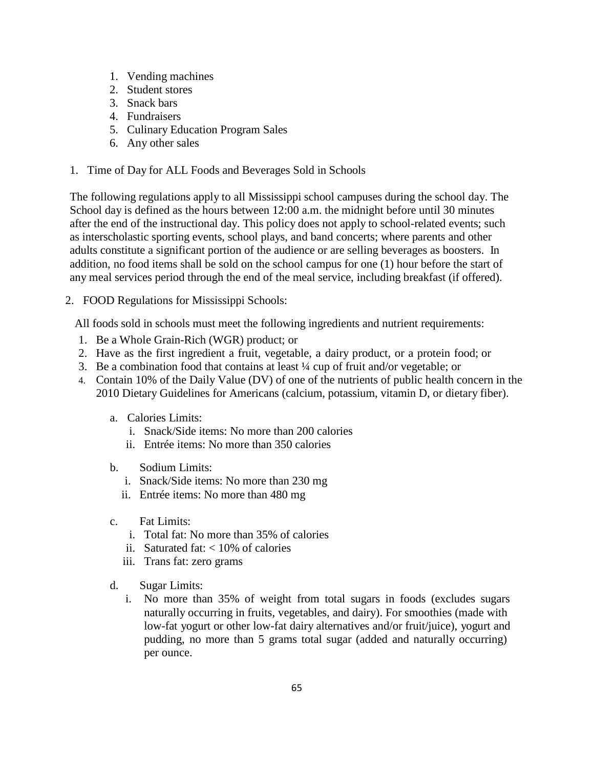1. Vending machines
2. Student stores
3. Snack bars
4. Fundraisers
5. Culinary Education Program Sales
6. Any other sales

1. Time of Day for ALL Foods and Beverages Sold in Schools

The following regulations apply to all Mississippi school campuses during the school day. The School day is defined as the hours between 12:00 a.m. the midnight before until 30 minutes after the end of the instructional day. This policy does not apply to school-related events; such as interscholastic sporting events, school plays, and band concerts; where parents and other adults constitute a significant portion of the audience or are selling beverages as boosters. In addition, no food items shall be sold on the school campus for one (1) hour before the start of any meal services period through the end of the meal service, including breakfast (if offered).

2. FOOD Regulations for Mississippi Schools:

All foods sold in schools must meet the following ingredients and nutrient requirements:

1. Be a Whole Grain-Rich (WGR) product; or
2. Have as the first ingredient a fruit, vegetable, a dairy product, or a protein food; or
3. Be a combination food that contains at least ¼ cup of fruit and/or vegetable; or
4. Contain 10% of the Daily Value (DV) of one of the nutrients of public health concern in the 2010 Dietary Guidelines for Americans (calcium, potassium, vitamin D, or dietary fiber).

    a. Calories Limits:
        i. Snack/Side items: No more than 200 calories
        ii. Entrée items: No more than 350 calories

    b. Sodium Limits:
        i. Snack/Side items: No more than 230 mg
        ii. Entrée items: No more than 480 mg

    c. Fat Limits:
        i. Total fat: No more than 35% of calories
        ii. Saturated fat: < 10% of calories
        iii. Trans fat: zero grams

    d. Sugar Limits:
        i. No more than 35% of weight from total sugars in foods (excludes sugars naturally occurring in fruits, vegetables, and dairy). For smoothies (made with low-fat yogurt or other low-fat dairy alternatives and/or fruit/juice), yogurt and pudding, no more than 5 grams total sugar (added and naturally occurring) per ounce.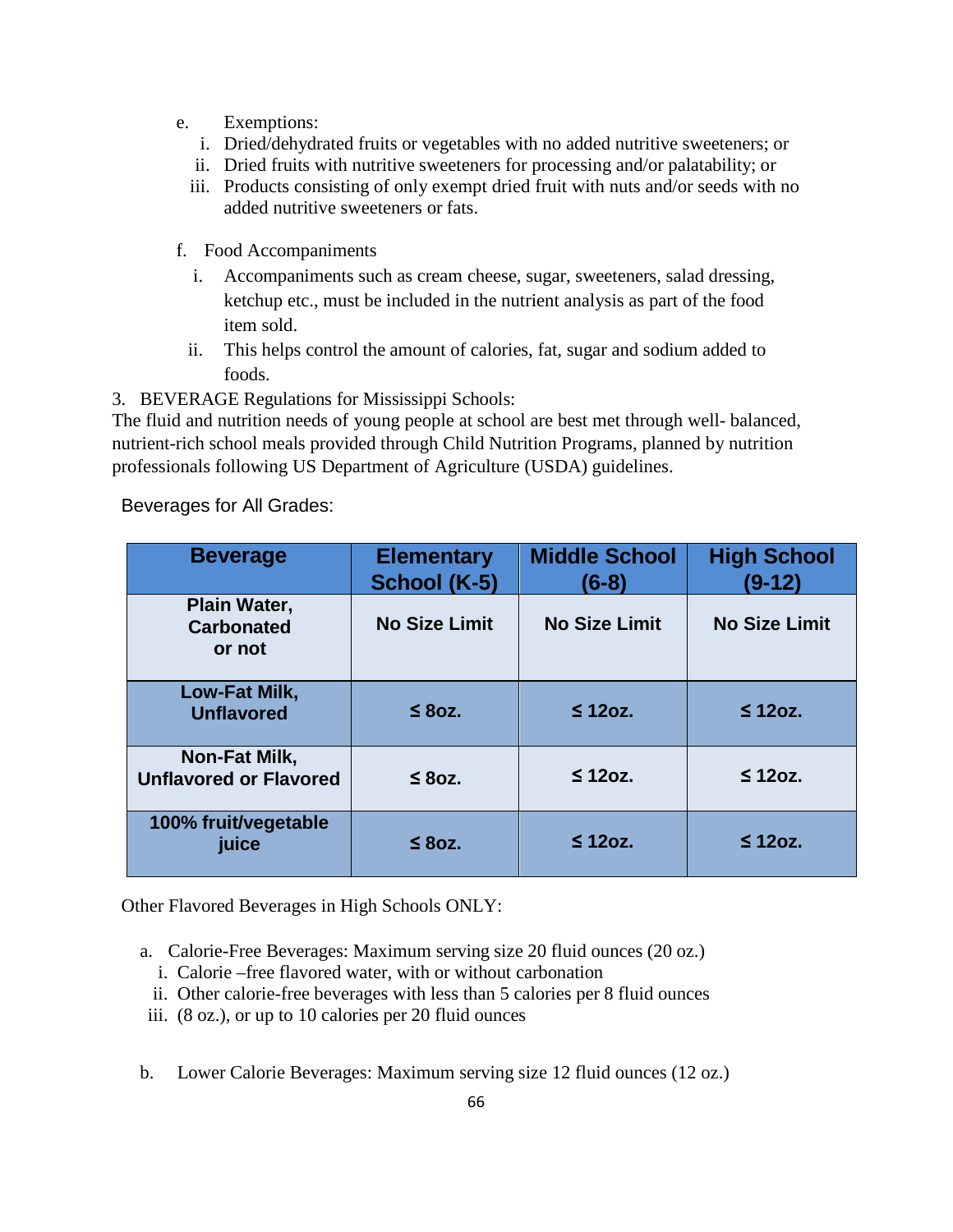e. Exemptions:
   i. Dried/dehydrated fruits or vegetables with no added nutritive sweeteners; or
   ii. Dried fruits with nutritive sweeteners for processing and/or palatability; or
   iii. Products consisting of only exempt dried fruit with nuts and/or seeds with no added nutritive sweeteners or fats.

f. Food Accompaniments
   i. Accompaniments such as cream cheese, sugar, sweeteners, salad dressing, ketchup etc., must be included in the nutrient analysis as part of the food item sold.
   ii. This helps control the amount of calories, fat, sugar and sodium added to foods.

3. BEVERAGE Regulations for Mississippi Schools:

The fluid and nutrition needs of young people at school are best met through well- balanced, nutrient-rich school meals provided through Child Nutrition Programs, planned by nutrition professionals following US Department of Agriculture (USDA) guidelines.

Beverages for All Grades:

| Beverage | Elementary School (K-5) | Middle School (6-8) | High School (9-12) |
|---|---|---|---|
| Plain Water, Carbonated or not | No Size Limit | No Size Limit | No Size Limit |
| Low-Fat Milk, Unflavored | ≤ 8oz. | ≤ 12oz. | ≤ 12oz. |
| Non-Fat Milk, Unflavored or Flavored | ≤ 8oz. | ≤ 12oz. | ≤ 12oz. |
| 100% fruit/vegetable juice | ≤ 8oz. | ≤ 12oz. | ≤ 12oz. |

Other Flavored Beverages in High Schools ONLY:

a. Calorie-Free Beverages: Maximum serving size 20 fluid ounces (20 oz.)
   i. Calorie –free flavored water, with or without carbonation
   ii. Other calorie-free beverages with less than 5 calories per 8 fluid ounces
   iii. (8 oz.), or up to 10 calories per 20 fluid ounces

b. Lower Calorie Beverages: Maximum serving size 12 fluid ounces (12 oz.)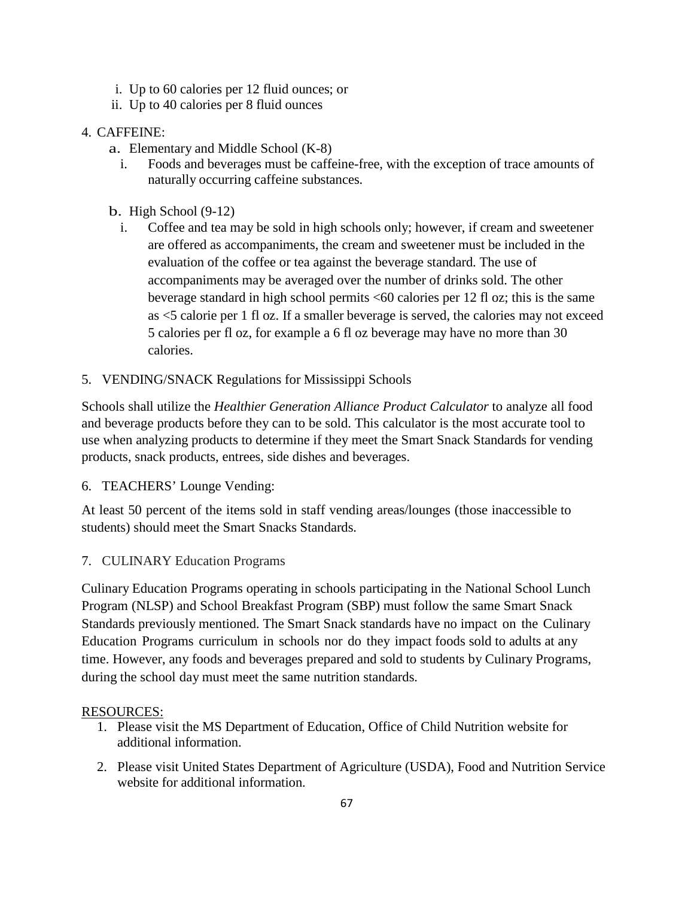i. Up to 60 calories per 12 fluid ounces; or
   ii. Up to 40 calories per 8 fluid ounces

4. CAFFEINE:
   a. Elementary and Middle School (K-8)
      i. Foods and beverages must be caffeine-free, with the exception of trace amounts of naturally occurring caffeine substances.

   b. High School (9-12)
      i. Coffee and tea may be sold in high schools only; however, if cream and sweetener are offered as accompaniments, the cream and sweetener must be included in the evaluation of the coffee or tea against the beverage standard. The use of accompaniments may be averaged over the number of drinks sold. The other beverage standard in high school permits <60 calories per 12 fl oz; this is the same as <5 calorie per 1 fl oz. If a smaller beverage is served, the calories may not exceed 5 calories per fl oz, for example a 6 fl oz beverage may have no more than 30 calories.

5. VENDING/SNACK Regulations for Mississippi Schools

Schools shall utilize the *Healthier Generation Alliance Product Calculator* to analyze all food and beverage products before they can to be sold. This calculator is the most accurate tool to use when analyzing products to determine if they meet the Smart Snack Standards for vending products, snack products, entrees, side dishes and beverages.

6. TEACHERS' Lounge Vending:

At least 50 percent of the items sold in staff vending areas/lounges (those inaccessible to students) should meet the Smart Snacks Standards.

7. CULINARY Education Programs

Culinary Education Programs operating in schools participating in the National School Lunch Program (NLSP) and School Breakfast Program (SBP) must follow the same Smart Snack Standards previously mentioned. The Smart Snack standards have no impact on the Culinary Education Programs curriculum in schools nor do they impact foods sold to adults at any time. However, any foods and beverages prepared and sold to students by Culinary Programs, during the school day must meet the same nutrition standards.

RESOURCES:

1. Please visit the MS Department of Education, Office of Child Nutrition website for additional information.
2. Please visit United States Department of Agriculture (USDA), Food and Nutrition Service website for additional information.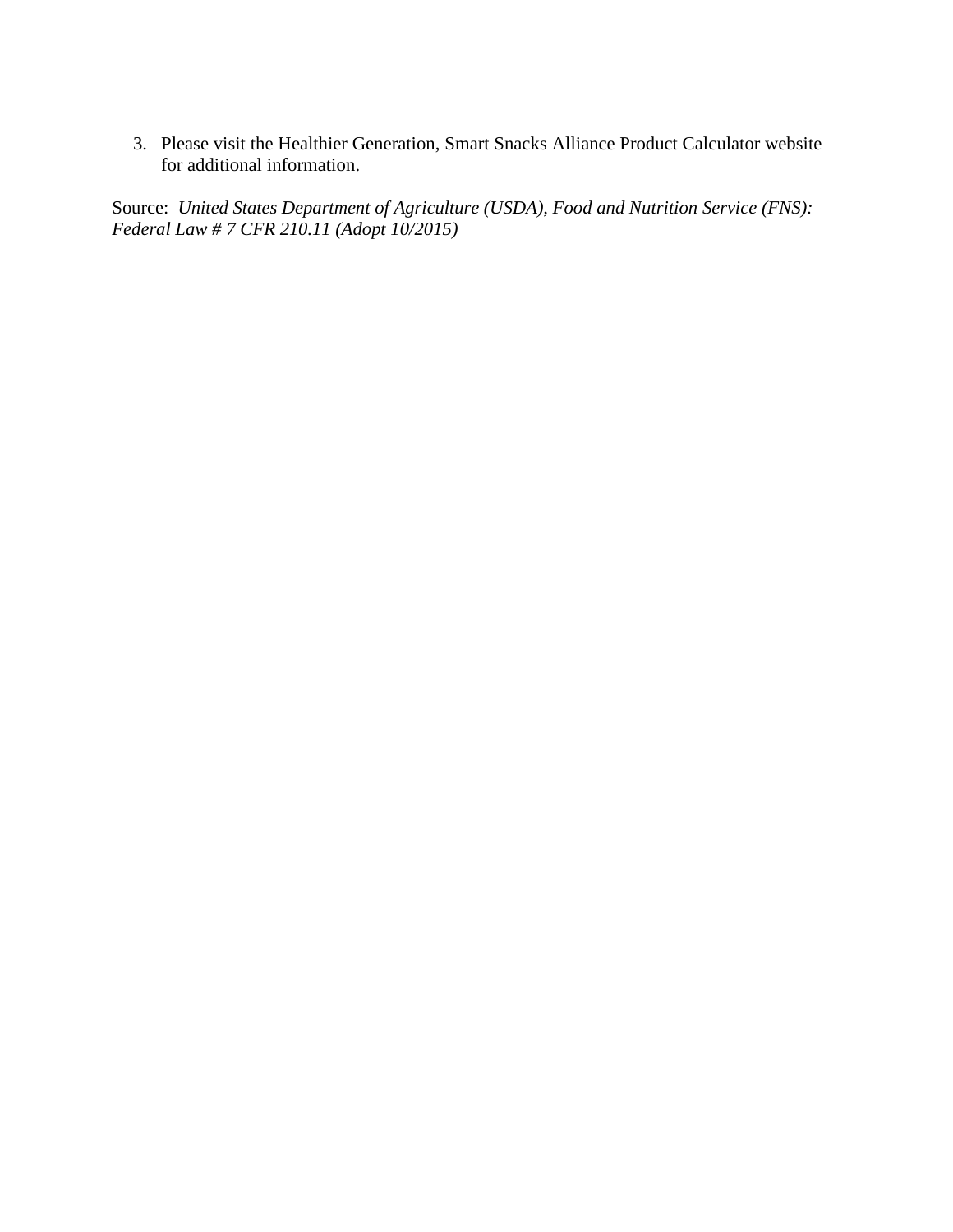3. Please visit the Healthier Generation, Smart Snacks Alliance Product Calculator website for additional information.

Source: *United States Department of Agriculture (USDA), Food and Nutrition Service (FNS): Federal Law # 7 CFR 210.11 (Adopt 10/2015)*